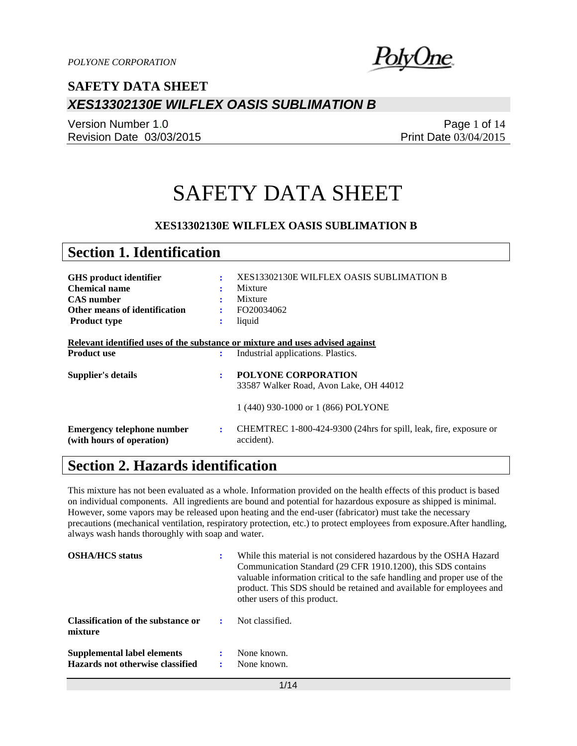# SAFETY DATA SHEET

**XES13302130E WILFLEX OASIS SUBLIMATION B**

## Section 1. Identification

| | | |
|---|---|---|
| **GHS product identifier** | : | XES13302130E WILFLEX OASIS SUBLIMATION B |
| **Chemical name** | : | Mixture |
| **CAS number** | : | Mixture |
| **Other means of identification** | : | FO20034062 |
| **Product type** | : | liquid |

**Relevant identified uses of the substance or mixture and uses advised against**

| | | |
|---|---|---|
| **Product use** | : | Industrial applications. Plastics. |
| **Supplier's details** | : | **POLYONE CORPORATION**<br>33587 Walker Road, Avon Lake, OH 44012<br><br>1 (440) 930-1000 or 1 (866) POLYONE |
| **Emergency telephone number (with hours of operation)** | : | CHEMTREC 1-800-424-9300 (24hrs for spill, leak, fire, exposure or accident). |

## Section 2. Hazards identification

This mixture has not been evaluated as a whole. Information provided on the health effects of this product is based on individual components. All ingredients are bound and potential for hazardous exposure as shipped is minimal. However, some vapors may be released upon heating and the end-user (fabricator) must take the necessary precautions (mechanical ventilation, respiratory protection, etc.) to protect employees from exposure.After handling, always wash hands thoroughly with soap and water.

| | | |
|---|---|---|
| **OSHA/HCS status** | : | While this material is not considered hazardous by the OSHA Hazard Communication Standard (29 CFR 1910.1200), this SDS contains valuable information critical to the safe handling and proper use of the product. This SDS should be retained and available for employees and other users of this product. |
| **Classification of the substance or mixture** | : | Not classified. |
| **Supplemental label elements** | : | None known. |
| **Hazards not otherwise classified** | : | None known. |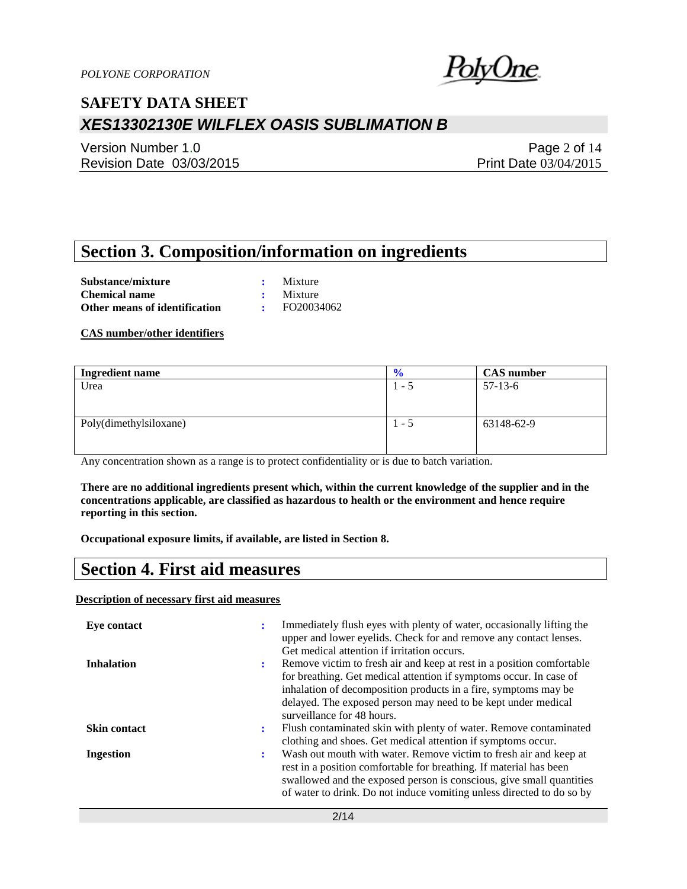## Section 3. Composition/information on ingredients

**Substance/mixture** : Mixture
**Chemical name** : Mixture
**Other means of identification** : FO20034062

**CAS number/other identifiers**

| Ingredient name | % | CAS number |
|---|---|---|
| Urea | 1 - 5 | 57-13-6 |
| Poly(dimethylsiloxane) | 1 - 5 | 63148-62-9 |

Any concentration shown as a range is to protect confidentiality or is due to batch variation.

**There are no additional ingredients present which, within the current knowledge of the supplier and in the concentrations applicable, are classified as hazardous to health or the environment and hence require reporting in this section.**

**Occupational exposure limits, if available, are listed in Section 8.**

## Section 4. First aid measures

**Description of necessary first aid measures**

**Eye contact** : Immediately flush eyes with plenty of water, occasionally lifting the upper and lower eyelids. Check for and remove any contact lenses. Get medical attention if irritation occurs.

**Inhalation** : Remove victim to fresh air and keep at rest in a position comfortable for breathing. Get medical attention if symptoms occur. In case of inhalation of decomposition products in a fire, symptoms may be delayed. The exposed person may need to be kept under medical surveillance for 48 hours.

**Skin contact** : Flush contaminated skin with plenty of water. Remove contaminated clothing and shoes. Get medical attention if symptoms occur.

**Ingestion** : Wash out mouth with water. Remove victim to fresh air and keep at rest in a position comfortable for breathing. If material has been swallowed and the exposed person is conscious, give small quantities of water to drink. Do not induce vomiting unless directed to do so by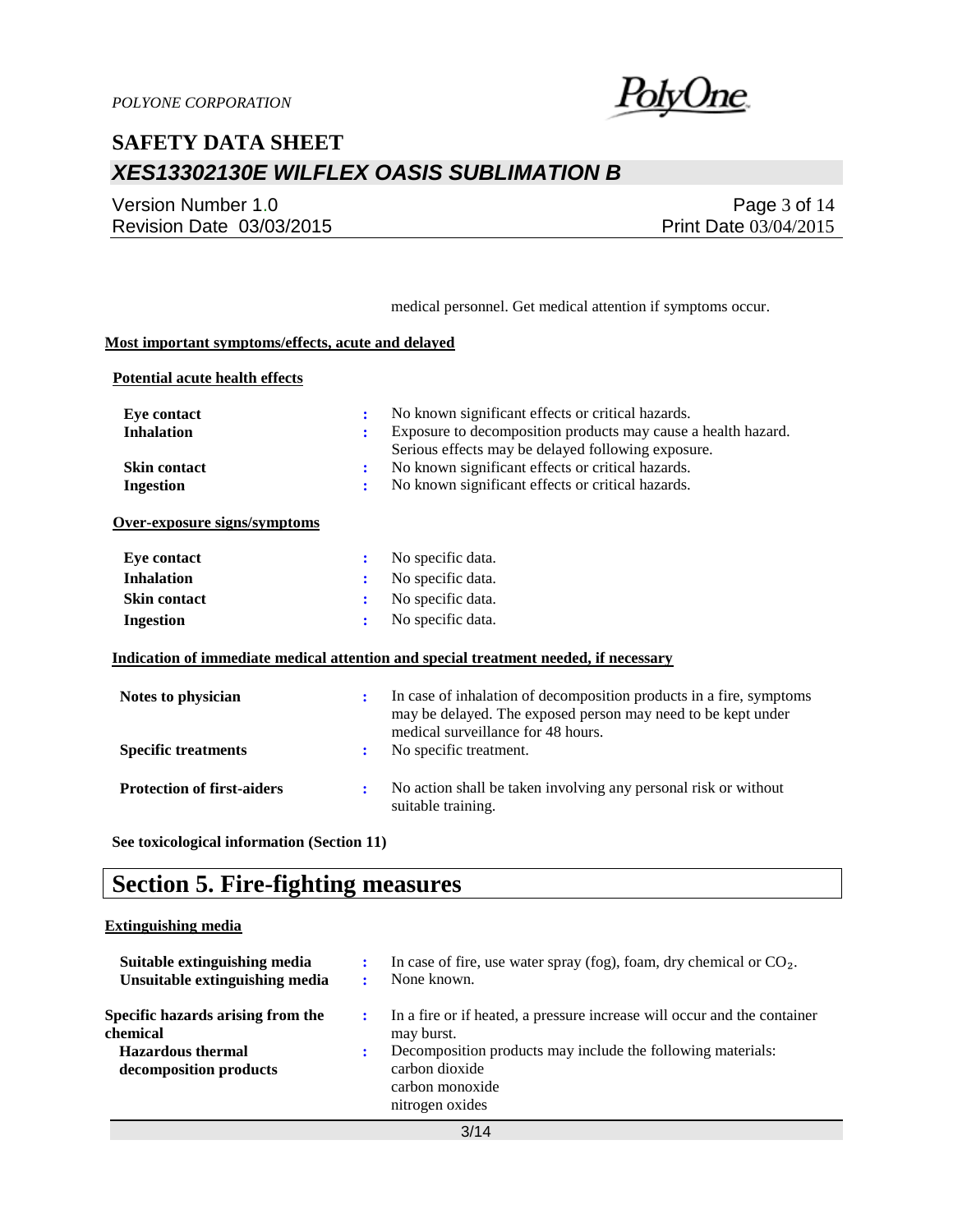medical personnel. Get medical attention if symptoms occur.

**Most important symptoms/effects, acute and delayed**

**Potential acute health effects**

| | | |
|---|---|---|
| **Eye contact** | : | No known significant effects or critical hazards. |
| **Inhalation** | : | Exposure to decomposition products may cause a health hazard. Serious effects may be delayed following exposure. |
| **Skin contact** | : | No known significant effects or critical hazards. |
| **Ingestion** | : | No known significant effects or critical hazards. |

**Over-exposure signs/symptoms**

| | | |
|---|---|---|
| **Eye contact** | : | No specific data. |
| **Inhalation** | : | No specific data. |
| **Skin contact** | : | No specific data. |
| **Ingestion** | : | No specific data. |

**Indication of immediate medical attention and special treatment needed, if necessary**

| | | |
|---|---|---|
| **Notes to physician** | : | In case of inhalation of decomposition products in a fire, symptoms may be delayed. The exposed person may need to be kept under medical surveillance for 48 hours. |
| **Specific treatments** | : | No specific treatment. |
| **Protection of first-aiders** | : | No action shall be taken involving any personal risk or without suitable training. |

**See toxicological information (Section 11)**

# Section 5. Fire-fighting measures

**Extinguishing media**

| | | |
|---|---|---|
| **Suitable extinguishing media** | : | In case of fire, use water spray (fog), foam, dry chemical or $CO_2$. |
| **Unsuitable extinguishing media** | : | None known. |
| **Specific hazards arising from the chemical** | : | In a fire or if heated, a pressure increase will occur and the container may burst. |
| **Hazardous thermal decomposition products** | : | Decomposition products may include the following materials: carbon dioxide, carbon monoxide, nitrogen oxides |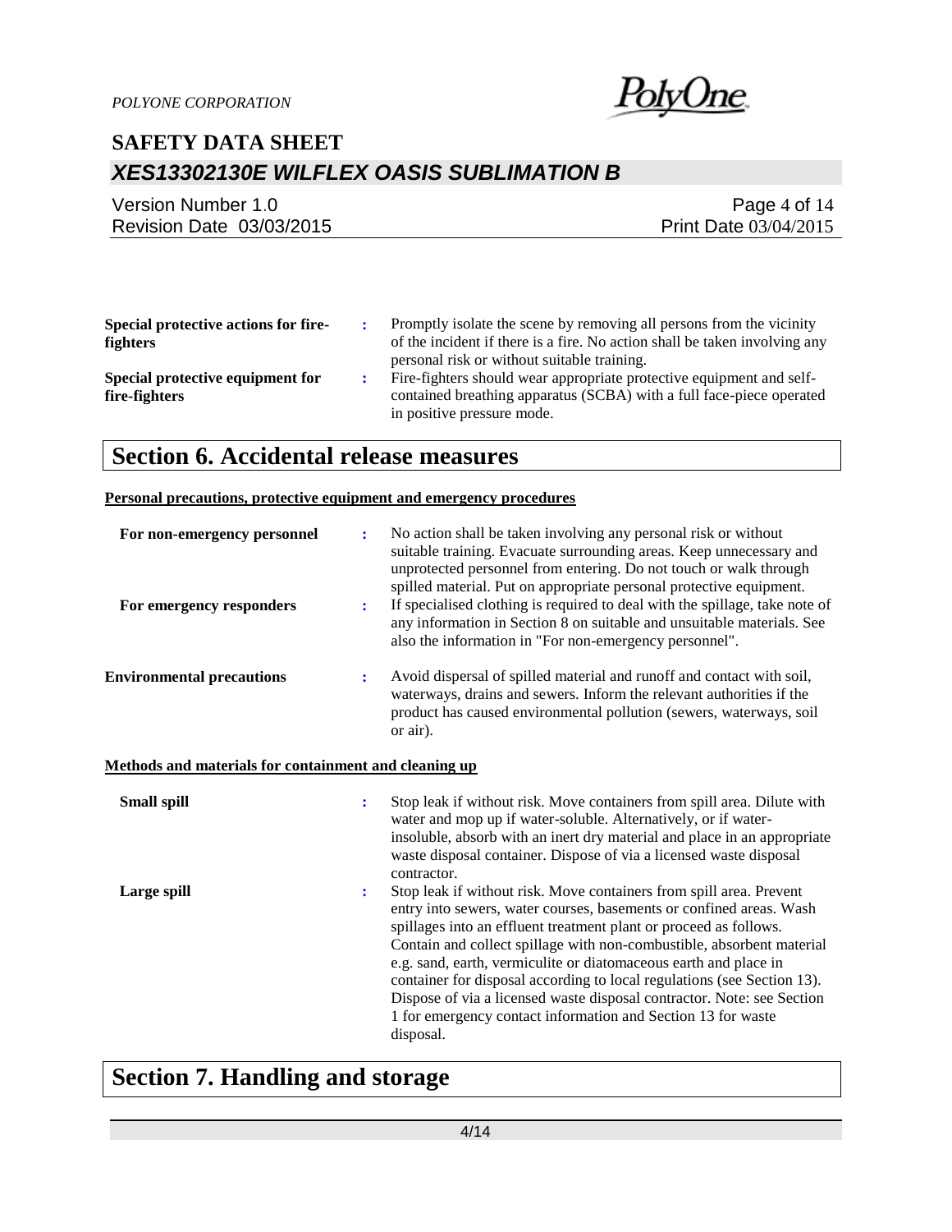**Special protective actions for fire-fighters** : Promptly isolate the scene by removing all persons from the vicinity of the incident if there is a fire. No action shall be taken involving any personal risk or without suitable training.

**Special protective equipment for fire-fighters** : Fire-fighters should wear appropriate protective equipment and self-contained breathing apparatus (SCBA) with a full face-piece operated in positive pressure mode.

## Section 6. Accidental release measures

**Personal precautions, protective equipment and emergency procedures**

**For non-emergency personnel** : No action shall be taken involving any personal risk or without suitable training. Evacuate surrounding areas. Keep unnecessary and unprotected personnel from entering. Do not touch or walk through spilled material. Put on appropriate personal protective equipment.

**For emergency responders** : If specialised clothing is required to deal with the spillage, take note of any information in Section 8 on suitable and unsuitable materials. See also the information in "For non-emergency personnel".

**Environmental precautions** : Avoid dispersal of spilled material and runoff and contact with soil, waterways, drains and sewers. Inform the relevant authorities if the product has caused environmental pollution (sewers, waterways, soil or air).

**Methods and materials for containment and cleaning up**

**Small spill** : Stop leak if without risk. Move containers from spill area. Dilute with water and mop up if water-soluble. Alternatively, or if water-insoluble, absorb with an inert dry material and place in an appropriate waste disposal container. Dispose of via a licensed waste disposal contractor.

**Large spill** : Stop leak if without risk. Move containers from spill area. Prevent entry into sewers, water courses, basements or confined areas. Wash spillages into an effluent treatment plant or proceed as follows. Contain and collect spillage with non-combustible, absorbent material e.g. sand, earth, vermiculite or diatomaceous earth and place in container for disposal according to local regulations (see Section 13). Dispose of via a licensed waste disposal contractor. Note: see Section 1 for emergency contact information and Section 13 for waste disposal.

## Section 7. Handling and storage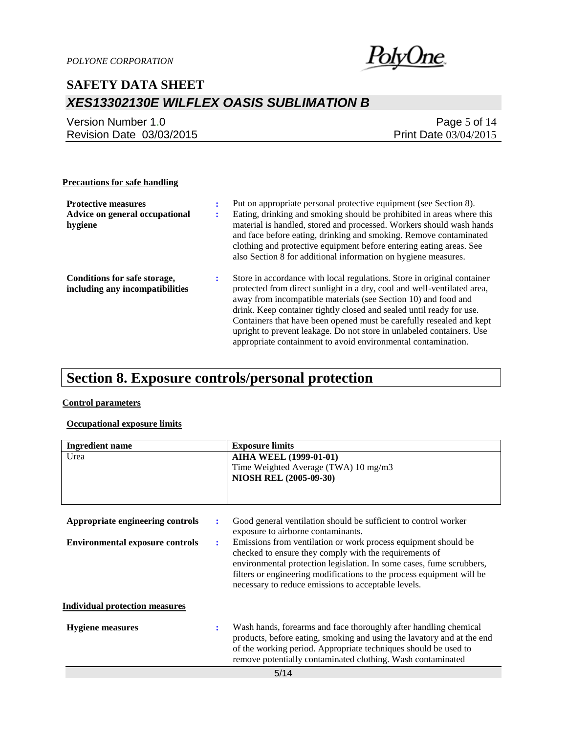#### Precautions for safe handling

**Protective measures** : Put on appropriate personal protective equipment (see Section 8).

**Advice on general occupational hygiene** : Eating, drinking and smoking should be prohibited in areas where this material is handled, stored and processed. Workers should wash hands and face before eating, drinking and smoking. Remove contaminated clothing and protective equipment before entering eating areas. See also Section 8 for additional information on hygiene measures.

**Conditions for safe storage, including any incompatibilities** : Store in accordance with local regulations. Store in original container protected from direct sunlight in a dry, cool and well-ventilated area, away from incompatible materials (see Section 10) and food and drink. Keep container tightly closed and sealed until ready for use. Containers that have been opened must be carefully resealed and kept upright to prevent leakage. Do not store in unlabeled containers. Use appropriate containment to avoid environmental contamination.

## Section 8. Exposure controls/personal protection

#### Control parameters

#### Occupational exposure limits

| Ingredient name | Exposure limits |
|---|---|
| Urea | **AIHA WEEL (1999-01-01)**<br>Time Weighted Average (TWA) 10 mg/m3<br>**NIOSH REL (2005-09-30)** |

**Appropriate engineering controls** : Good general ventilation should be sufficient to control worker exposure to airborne contaminants.

**Environmental exposure controls** : Emissions from ventilation or work process equipment should be checked to ensure they comply with the requirements of environmental protection legislation. In some cases, fume scrubbers, filters or engineering modifications to the process equipment will be necessary to reduce emissions to acceptable levels.

#### Individual protection measures

**Hygiene measures** : Wash hands, forearms and face thoroughly after handling chemical products, before eating, smoking and using the lavatory and at the end of the working period. Appropriate techniques should be used to remove potentially contaminated clothing. Wash contaminated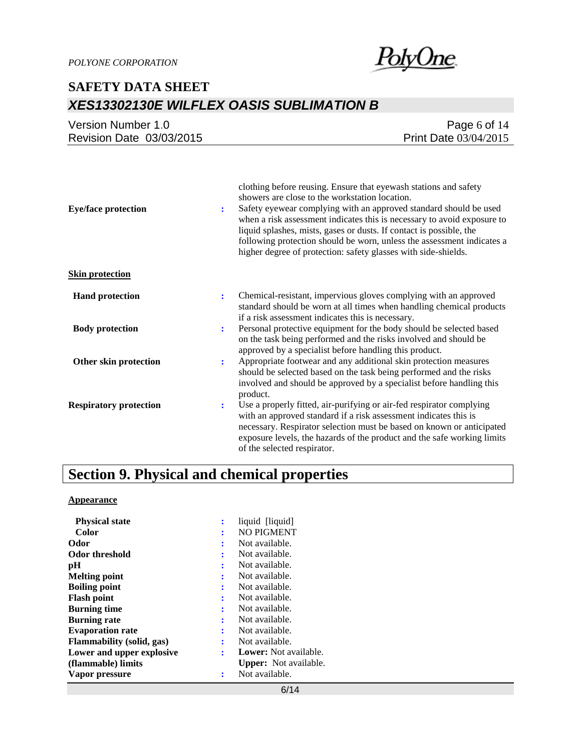clothing before reusing. Ensure that eyewash stations and safety showers are close to the workstation location.

| | | |
|---|---|---|
| **Eye/face protection** | : | Safety eyewear complying with an approved standard should be used when a risk assessment indicates this is necessary to avoid exposure to liquid splashes, mists, gases or dusts. If contact is possible, the following protection should be worn, unless the assessment indicates a higher degree of protection: safety glasses with side-shields. |

**Skin protection**

| | | |
|---|---|---|
| **Hand protection** | : | Chemical-resistant, impervious gloves complying with an approved standard should be worn at all times when handling chemical products if a risk assessment indicates this is necessary. |
| **Body protection** | : | Personal protective equipment for the body should be selected based on the task being performed and the risks involved and should be approved by a specialist before handling this product. |
| **Other skin protection** | : | Appropriate footwear and any additional skin protection measures should be selected based on the task being performed and the risks involved and should be approved by a specialist before handling this product. |
| **Respiratory protection** | : | Use a properly fitted, air-purifying or air-fed respirator complying with an approved standard if a risk assessment indicates this is necessary. Respirator selection must be based on known or anticipated exposure levels, the hazards of the product and the safe working limits of the selected respirator. |

# Section 9. Physical and chemical properties

**Appearance**

| | | |
|---|---|---|
| **Physical state** | : | liquid [liquid] |
| **Color** | : | NO PIGMENT |
| **Odor** | : | Not available. |
| **Odor threshold** | : | Not available. |
| **pH** | : | Not available. |
| **Melting point** | : | Not available. |
| **Boiling point** | : | Not available. |
| **Flash point** | : | Not available. |
| **Burning time** | : | Not available. |
| **Burning rate** | : | Not available. |
| **Evaporation rate** | : | Not available. |
| **Flammability (solid, gas)** | : | Not available. |
| **Lower and upper explosive (flammable) limits** | : | **Lower:** Not available.<br>**Upper:** Not available. |
| **Vapor pressure** | : | Not available. |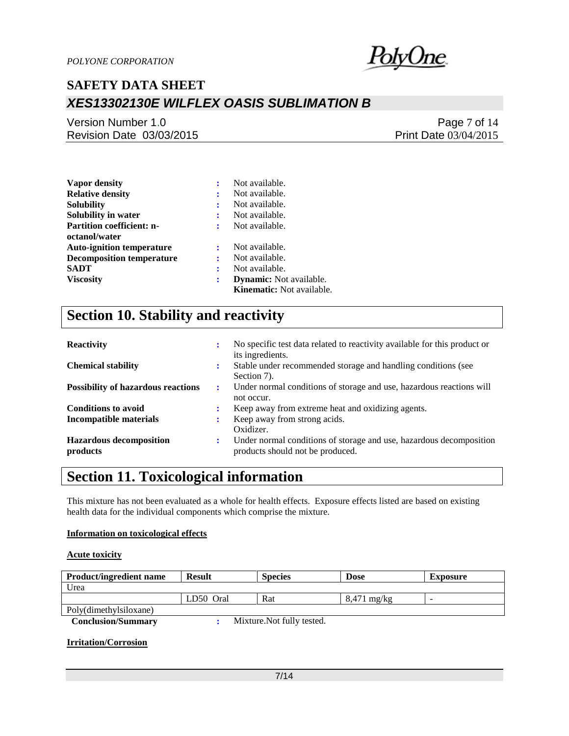| | | |
|---|---|---|
| **Vapor density** | : | Not available. |
| **Relative density** | : | Not available. |
| **Solubility** | : | Not available. |
| **Solubility in water** | : | Not available. |
| **Partition coefficient: n-octanol/water** | : | Not available. |
| **Auto-ignition temperature** | : | Not available. |
| **Decomposition temperature** | : | Not available. |
| **SADT** | : | Not available. |
| **Viscosity** | : | **Dynamic:** Not available.<br>**Kinematic:** Not available. |

# Section 10. Stability and reactivity

| | | |
|---|---|---|
| **Reactivity** | : | No specific test data related to reactivity available for this product or its ingredients. |
| **Chemical stability** | : | Stable under recommended storage and handling conditions (see Section 7). |
| **Possibility of hazardous reactions** | : | Under normal conditions of storage and use, hazardous reactions will not occur. |
| **Conditions to avoid** | : | Keep away from extreme heat and oxidizing agents. |
| **Incompatible materials** | : | Keep away from strong acids.<br>Oxidizer. |
| **Hazardous decomposition products** | : | Under normal conditions of storage and use, hazardous decomposition products should not be produced. |

# Section 11. Toxicological information

This mixture has not been evaluated as a whole for health effects. Exposure effects listed are based on existing health data for the individual components which comprise the mixture.

**Information on toxicological effects**

**Acute toxicity**

| Product/ingredient name | Result | Species | Dose | Exposure |
|---|---|---|---|---|
| Urea | | | | |
| | LD50 Oral | Rat | 8,471 mg/kg | - |
| Poly(dimethylsiloxane) | | | | |

**Conclusion/Summary** : Mixture.Not fully tested.

**Irritation/Corrosion**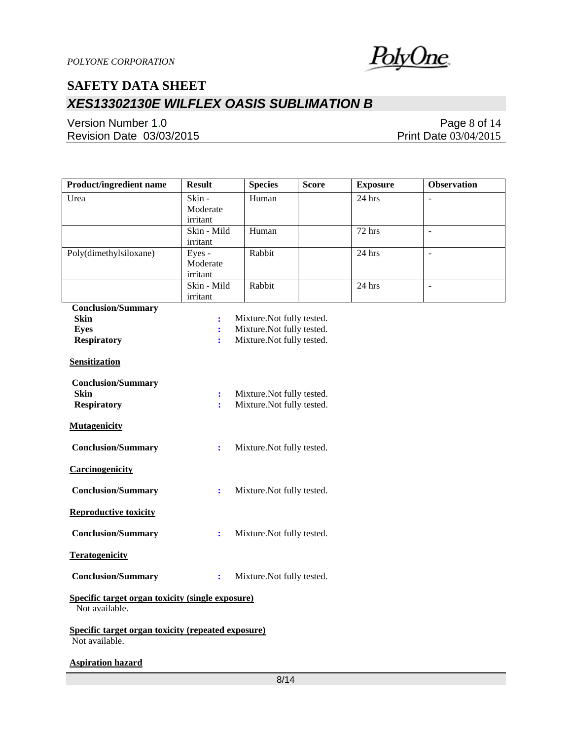| Product/ingredient name | Result | Species | Score | Exposure | Observation |
|---|---|---|---|---|---|
| Urea | Skin - Moderate irritant | Human | | 24 hrs | - |
| | Skin - Mild irritant | Human | | 72 hrs | - |
| Poly(dimethylsiloxane) | Eyes - Moderate irritant | Rabbit | | 24 hrs | - |
| | Skin - Mild irritant | Rabbit | | 24 hrs | - |

**Conclusion/Summary**

**Skin** : Mixture.Not fully tested.
**Eyes** : Mixture.Not fully tested.
**Respiratory** : Mixture.Not fully tested.

**Sensitization**

**Conclusion/Summary**

**Skin** : Mixture.Not fully tested.
**Respiratory** : Mixture.Not fully tested.

**Mutagenicity**

**Conclusion/Summary** : Mixture.Not fully tested.

**Carcinogenicity**

**Conclusion/Summary** : Mixture.Not fully tested.

**Reproductive toxicity**

**Conclusion/Summary** : Mixture.Not fully tested.

**Teratogenicity**

**Conclusion/Summary** : Mixture.Not fully tested.

**Specific target organ toxicity (single exposure)**

Not available.

**Specific target organ toxicity (repeated exposure)**

Not available.

**Aspiration hazard**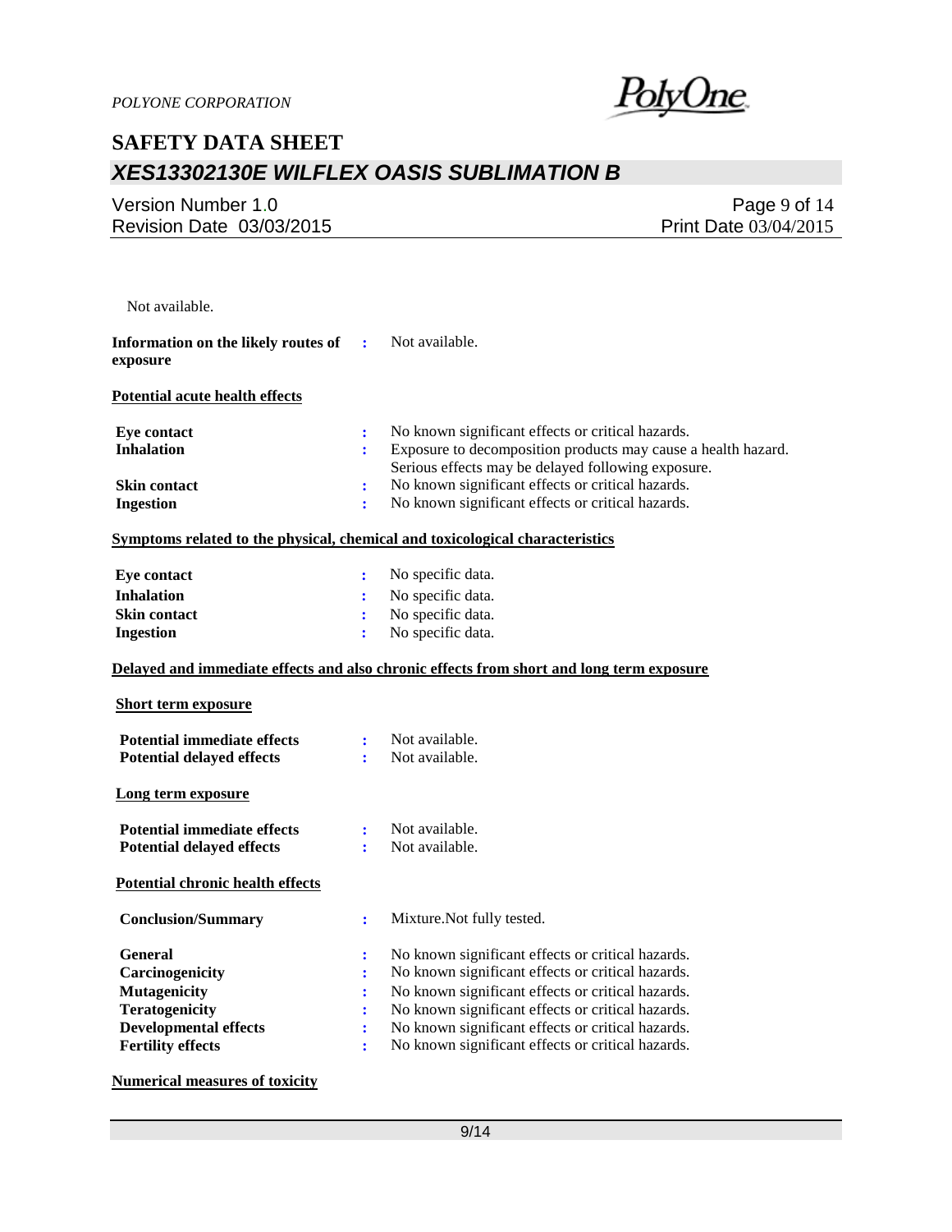Not available.

**Information on the likely routes of exposure** : Not available.

**Potential acute health effects**

| | | |
|---|---|---|
| **Eye contact** | : | No known significant effects or critical hazards. |
| **Inhalation** | : | Exposure to decomposition products may cause a health hazard. Serious effects may be delayed following exposure. |
| **Skin contact** | : | No known significant effects or critical hazards. |
| **Ingestion** | : | No known significant effects or critical hazards. |

**Symptoms related to the physical, chemical and toxicological characteristics**

| | | |
|---|---|---|
| **Eye contact** | : | No specific data. |
| **Inhalation** | : | No specific data. |
| **Skin contact** | : | No specific data. |
| **Ingestion** | : | No specific data. |

**Delayed and immediate effects and also chronic effects from short and long term exposure**

**Short term exposure**

| | | |
|---|---|---|
| **Potential immediate effects** | : | Not available. |
| **Potential delayed effects** | : | Not available. |

**Long term exposure**

| | | |
|---|---|---|
| **Potential immediate effects** | : | Not available. |
| **Potential delayed effects** | : | Not available. |

**Potential chronic health effects**

| | | |
|---|---|---|
| **Conclusion/Summary** | : | Mixture.Not fully tested. |
| **General** | : | No known significant effects or critical hazards. |
| **Carcinogenicity** | : | No known significant effects or critical hazards. |
| **Mutagenicity** | : | No known significant effects or critical hazards. |
| **Teratogenicity** | : | No known significant effects or critical hazards. |
| **Developmental effects** | : | No known significant effects or critical hazards. |
| **Fertility effects** | : | No known significant effects or critical hazards. |

**Numerical measures of toxicity**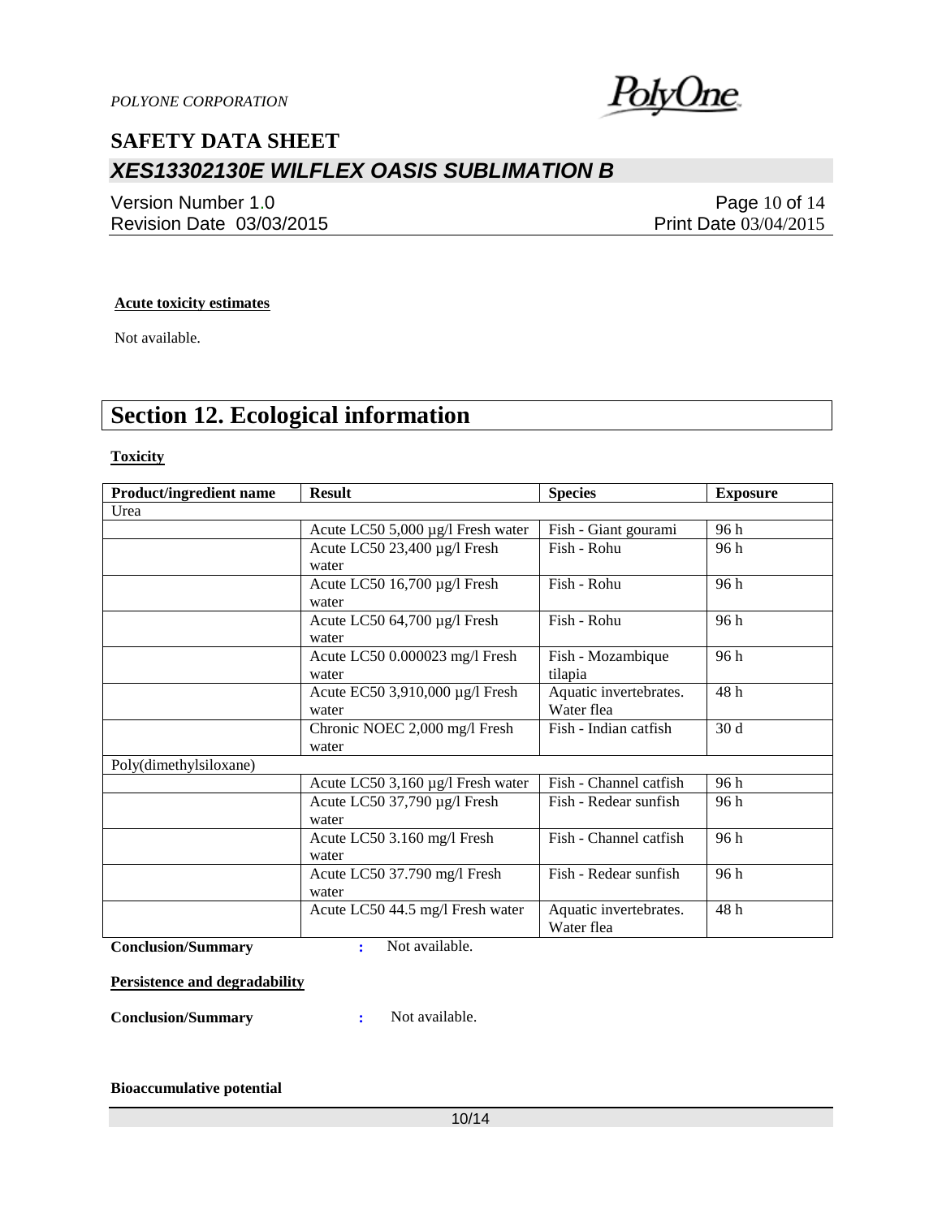**Acute toxicity estimates**

Not available.

## Section 12. Ecological information

**Toxicity**

| Product/ingredient name | Result | Species | Exposure |
|---|---|---|---|
| Urea | | | |
| | Acute LC50 5,000 µg/l Fresh water | Fish - Giant gourami | 96 h |
| | Acute LC50 23,400 µg/l Fresh water | Fish - Rohu | 96 h |
| | Acute LC50 16,700 µg/l Fresh water | Fish - Rohu | 96 h |
| | Acute LC50 64,700 µg/l Fresh water | Fish - Rohu | 96 h |
| | Acute LC50 0.000023 mg/l Fresh water | Fish - Mozambique tilapia | 96 h |
| | Acute EC50 3,910,000 µg/l Fresh water | Aquatic invertebrates. Water flea | 48 h |
| | Chronic NOEC 2,000 mg/l Fresh water | Fish - Indian catfish | 30 d |
| Poly(dimethylsiloxane) | | | |
| | Acute LC50 3,160 µg/l Fresh water | Fish - Channel catfish | 96 h |
| | Acute LC50 37,790 µg/l Fresh water | Fish - Redear sunfish | 96 h |
| | Acute LC50 3.160 mg/l Fresh water | Fish - Channel catfish | 96 h |
| | Acute LC50 37.790 mg/l Fresh water | Fish - Redear sunfish | 96 h |
| | Acute LC50 44.5 mg/l Fresh water | Aquatic invertebrates. Water flea | 48 h |

**Conclusion/Summary** : Not available.

**Persistence and degradability**

**Conclusion/Summary** : Not available.

**Bioaccumulative potential**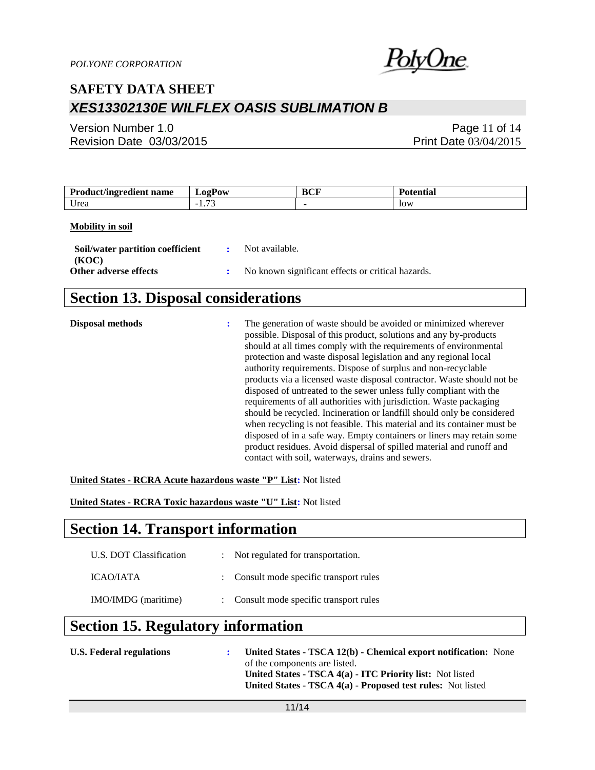| Product/ingredient name | LogPow | BCF | Potential |
|---|---|---|---|
| Urea | -1.73 | - | low |

**Mobility in soil**

**Soil/water partition coefficient (KOC)** : Not available.

**Other adverse effects** : No known significant effects or critical hazards.

# Section 13. Disposal considerations

**Disposal methods** : The generation of waste should be avoided or minimized wherever possible. Disposal of this product, solutions and any by-products should at all times comply with the requirements of environmental protection and waste disposal legislation and any regional local authority requirements. Dispose of surplus and non-recyclable products via a licensed waste disposal contractor. Waste should not be disposed of untreated to the sewer unless fully compliant with the requirements of all authorities with jurisdiction. Waste packaging should be recycled. Incineration or landfill should only be considered when recycling is not feasible. This material and its container must be disposed of in a safe way. Empty containers or liners may retain some product residues. Avoid dispersal of spilled material and runoff and contact with soil, waterways, drains and sewers.

**United States - RCRA Acute hazardous waste "P" List:** Not listed

**United States - RCRA Toxic hazardous waste "U" List:** Not listed

# Section 14. Transport information

U.S. DOT Classification : Not regulated for transportation.

ICAO/IATA : Consult mode specific transport rules

IMO/IMDG (maritime) : Consult mode specific transport rules

# Section 15. Regulatory information

**U.S. Federal regulations** : **United States - TSCA 12(b) - Chemical export notification:** None of the components are listed.
**United States - TSCA 4(a) - ITC Priority list:** Not listed
**United States - TSCA 4(a) - Proposed test rules:** Not listed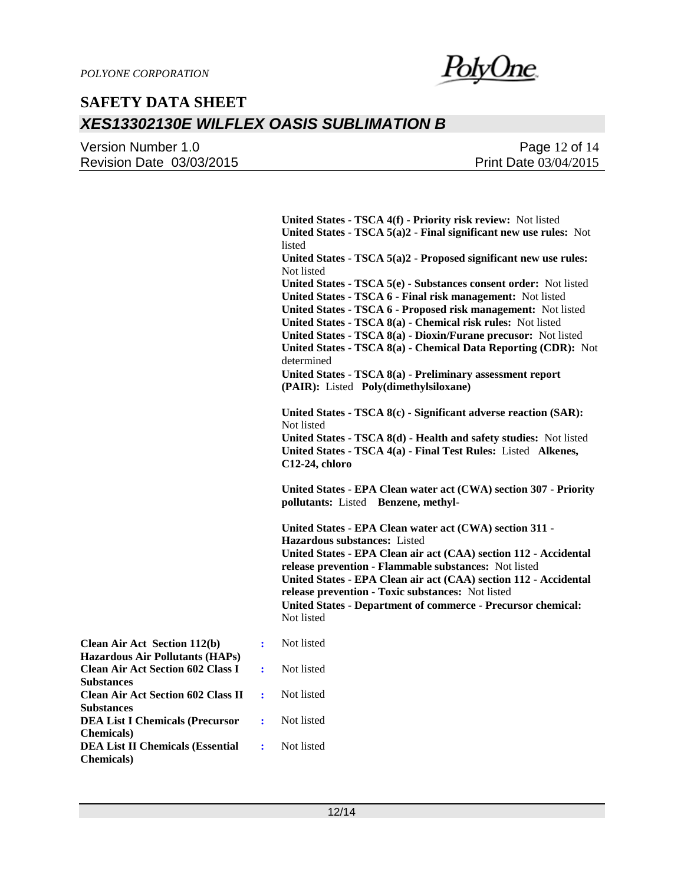**United States - TSCA 4(f) - Priority risk review:** Not listed
**United States - TSCA 5(a)2 - Final significant new use rules:** Not listed
**United States - TSCA 5(a)2 - Proposed significant new use rules:** Not listed
**United States - TSCA 5(e) - Substances consent order:** Not listed
**United States - TSCA 6 - Final risk management:** Not listed
**United States - TSCA 6 - Proposed risk management:** Not listed
**United States - TSCA 8(a) - Chemical risk rules:** Not listed
**United States - TSCA 8(a) - Dioxin/Furane precusor:** Not listed
**United States - TSCA 8(a) - Chemical Data Reporting (CDR):** Not determined
**United States - TSCA 8(a) - Preliminary assessment report (PAIR):** Listed **Poly(dimethylsiloxane)**

**United States - TSCA 8(c) - Significant adverse reaction (SAR):** Not listed
**United States - TSCA 8(d) - Health and safety studies:** Not listed
**United States - TSCA 4(a) - Final Test Rules:** Listed **Alkenes, C12-24, chloro**

**United States - EPA Clean water act (CWA) section 307 - Priority pollutants:** Listed **Benzene, methyl-**

**United States - EPA Clean water act (CWA) section 311 - Hazardous substances:** Listed
**United States - EPA Clean air act (CAA) section 112 - Accidental release prevention - Flammable substances:** Not listed
**United States - EPA Clean air act (CAA) section 112 - Accidental release prevention - Toxic substances:** Not listed
**United States - Department of commerce - Precursor chemical:** Not listed

| | | |
|---|---|---|
| **Clean Air Act Section 112(b) Hazardous Air Pollutants (HAPs)** | : | Not listed |
| **Clean Air Act Section 602 Class I Substances** | : | Not listed |
| **Clean Air Act Section 602 Class II Substances** | : | Not listed |
| **DEA List I Chemicals (Precursor Chemicals)** | : | Not listed |
| **DEA List II Chemicals (Essential Chemicals)** | : | Not listed |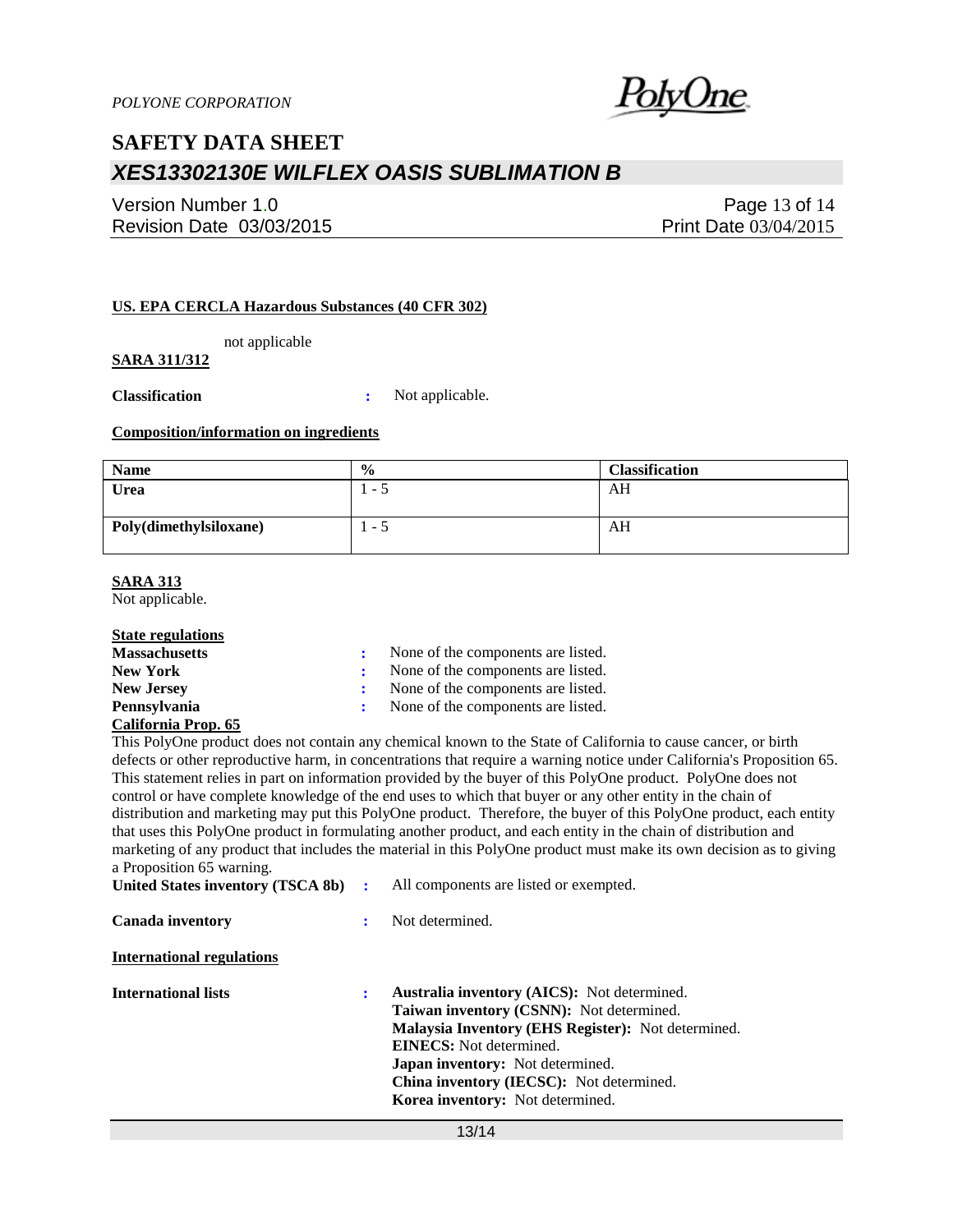**US. EPA CERCLA Hazardous Substances (40 CFR 302)**

not applicable

**SARA 311/312**

**Classification** : Not applicable.

**Composition/information on ingredients**

| Name | % | Classification |
|---|---|---|
| **Urea** | 1 - 5 | AH |
| **Poly(dimethylsiloxane)** | 1 - 5 | AH |

**SARA 313**

Not applicable.

**State regulations**

**Massachusetts** : None of the components are listed.
**New York** : None of the components are listed.
**New Jersey** : None of the components are listed.
**Pennsylvania** : None of the components are listed.

**California Prop. 65**

This PolyOne product does not contain any chemical known to the State of California to cause cancer, or birth defects or other reproductive harm, in concentrations that require a warning notice under California's Proposition 65. This statement relies in part on information provided by the buyer of this PolyOne product. PolyOne does not control or have complete knowledge of the end uses to which that buyer or any other entity in the chain of distribution and marketing may put this PolyOne product. Therefore, the buyer of this PolyOne product, each entity that uses this PolyOne product in formulating another product, and each entity in the chain of distribution and marketing of any product that includes the material in this PolyOne product must make its own decision as to giving a Proposition 65 warning.

**United States inventory (TSCA 8b)** : All components are listed or exempted.

**Canada inventory** : Not determined.

**International regulations**

**International lists** :
**Australia inventory (AICS):** Not determined.
**Taiwan inventory (CSNN):** Not determined.
**Malaysia Inventory (EHS Register):** Not determined.
**EINECS:** Not determined.
**Japan inventory:** Not determined.
**China inventory (IECSC):** Not determined.
**Korea inventory:** Not determined.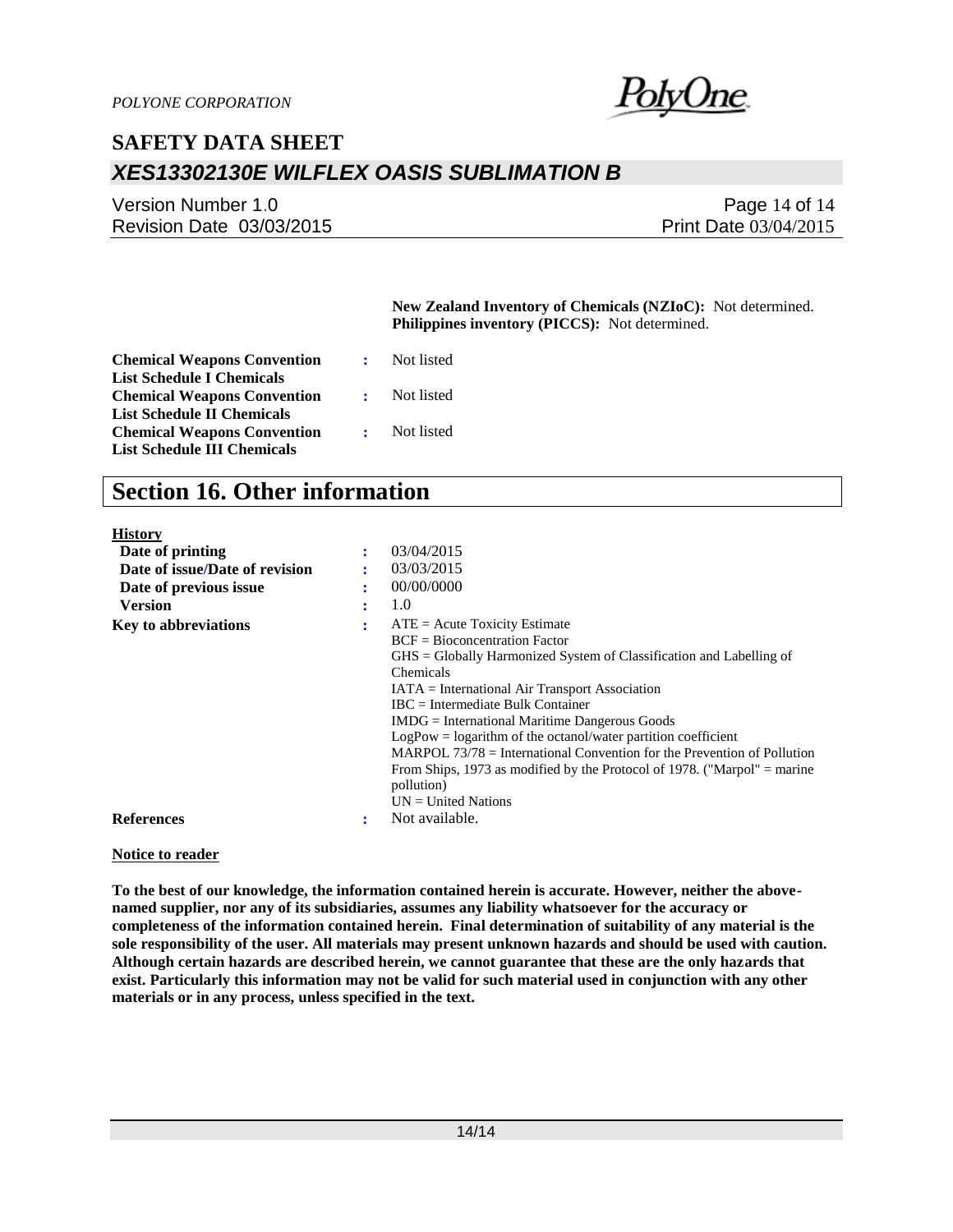**New Zealand Inventory of Chemicals (NZIoC):** Not determined.
**Philippines inventory (PICCS):** Not determined.

| | | |
|---|---|---|
| **Chemical Weapons Convention List Schedule I Chemicals** | : | Not listed |
| **Chemical Weapons Convention List Schedule II Chemicals** | : | Not listed |
| **Chemical Weapons Convention List Schedule III Chemicals** | : | Not listed |

# Section 16. Other information

**History**

| | | |
|---|---|---|
| **Date of printing** | : | 03/04/2015 |
| **Date of issue/Date of revision** | : | 03/03/2015 |
| **Date of previous issue** | : | 00/00/0000 |
| **Version** | : | 1.0 |
| **Key to abbreviations** | : | ATE = Acute Toxicity Estimate<br>BCF = Bioconcentration Factor<br>GHS = Globally Harmonized System of Classification and Labelling of Chemicals<br>IATA = International Air Transport Association<br>IBC = Intermediate Bulk Container<br>IMDG = International Maritime Dangerous Goods<br>LogPow = logarithm of the octanol/water partition coefficient<br>MARPOL 73/78 = International Convention for the Prevention of Pollution From Ships, 1973 as modified by the Protocol of 1978. ("Marpol" = marine pollution)<br>UN = United Nations |
| **References** | : | Not available. |

**Notice to reader**

**To the best of our knowledge, the information contained herein is accurate. However, neither the above-named supplier, nor any of its subsidiaries, assumes any liability whatsoever for the accuracy or completeness of the information contained herein. Final determination of suitability of any material is the sole responsibility of the user. All materials may present unknown hazards and should be used with caution. Although certain hazards are described herein, we cannot guarantee that these are the only hazards that exist. Particularly this information may not be valid for such material used in conjunction with any other materials or in any process, unless specified in the text.**